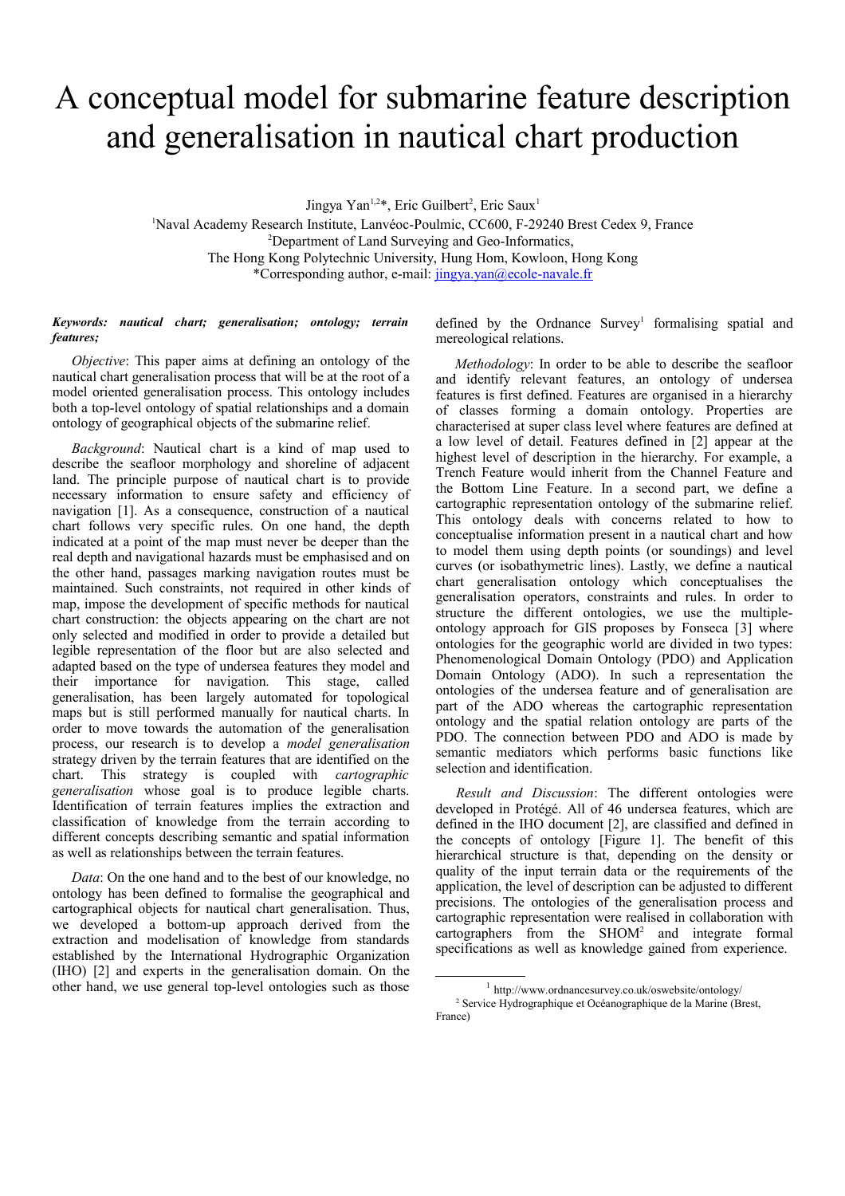# A conceptual model for submarine feature description and generalisation in nautical chart production

Jingya Yan[1,2]*, Eric Guilbert[2], Eric Saux[1]

[1]Naval Academy Research Institute, Lanvéoc-Poulmic, CC600, F-29240 Brest Cedex 9, France
[2]Department of Land Surveying and Geo-Informatics,
The Hong Kong Polytechnic University, Hung Hom, Kowloon, Hong Kong
*Corresponding author, e-mail: jingya.yan@ecole-navale.fr

***Keywords:*** ***nautical chart; generalisation; ontology; terrain features;***

*Objective*: This paper aims at defining an ontology of the nautical chart generalisation process that will be at the root of a model oriented generalisation process. This ontology includes both a top-level ontology of spatial relationships and a domain ontology of geographical objects of the submarine relief.

*Background*: Nautical chart is a kind of map used to describe the seafloor morphology and shoreline of adjacent land. The principle purpose of nautical chart is to provide necessary information to ensure safety and efficiency of navigation [1]. As a consequence, construction of a nautical chart follows very specific rules. On one hand, the depth indicated at a point of the map must never be deeper than the real depth and navigational hazards must be emphasised and on the other hand, passages marking navigation routes must be maintained. Such constraints, not required in other kinds of map, impose the development of specific methods for nautical chart construction: the objects appearing on the chart are not only selected and modified in order to provide a detailed but legible representation of the floor but are also selected and adapted based on the type of undersea features they model and their importance for navigation. This stage, called generalisation, has been largely automated for topological maps but is still performed manually for nautical charts. In order to move towards the automation of the generalisation process, our research is to develop a *model generalisation* strategy driven by the terrain features that are identified on the chart. This strategy is coupled with *cartographic generalisation* whose goal is to produce legible charts. Identification of terrain features implies the extraction and classification of knowledge from the terrain according to different concepts describing semantic and spatial information as well as relationships between the terrain features.

*Data*: On the one hand and to the best of our knowledge, no ontology has been defined to formalise the geographical and cartographical objects for nautical chart generalisation. Thus, we developed a bottom-up approach derived from the extraction and modelisation of knowledge from standards established by the International Hydrographic Organization (IHO) [2] and experts in the generalisation domain. On the other hand, we use general top-level ontologies such as those defined by the Ordnance Survey[1] formalising spatial and mereological relations.

*Methodology*: In order to be able to describe the seafloor and identify relevant features, an ontology of undersea features is first defined. Features are organised in a hierarchy of classes forming a domain ontology. Properties are characterised at super class level where features are defined at a low level of detail. Features defined in [2] appear at the highest level of description in the hierarchy. For example, a Trench Feature would inherit from the Channel Feature and the Bottom Line Feature. In a second part, we define a cartographic representation ontology of the submarine relief. This ontology deals with concerns related to how to conceptualise information present in a nautical chart and how to model them using depth points (or soundings) and level curves (or isobathymetric lines). Lastly, we define a nautical chart generalisation ontology which conceptualises the generalisation operators, constraints and rules. In order to structure the different ontologies, we use the multiple-ontology approach for GIS proposes by Fonseca [3] where ontologies for the geographic world are divided in two types: Phenomenological Domain Ontology (PDO) and Application Domain Ontology (ADO). In such a representation the ontologies of the undersea feature and of generalisation are part of the ADO whereas the cartographic representation ontology and the spatial relation ontology are parts of the PDO. The connection between PDO and ADO is made by semantic mediators which performs basic functions like selection and identification.

*Result and Discussion*: The different ontologies were developed in Protégé. All of 46 undersea features, which are defined in the IHO document [2], are classified and defined in the concepts of ontology [Figure 1]. The benefit of this hierarchical structure is that, depending on the density or quality of the input terrain data or the requirements of the application, the level of description can be adjusted to different precisions. The ontologies of the generalisation process and cartographic representation were realised in collaboration with cartographers from the SHOM[2] and integrate formal specifications as well as knowledge gained from experience.

[1] http://www.ordnancesurvey.co.uk/oswebsite/ontology/

[2] Service Hydrographique et Océanographique de la Marine (Brest, France)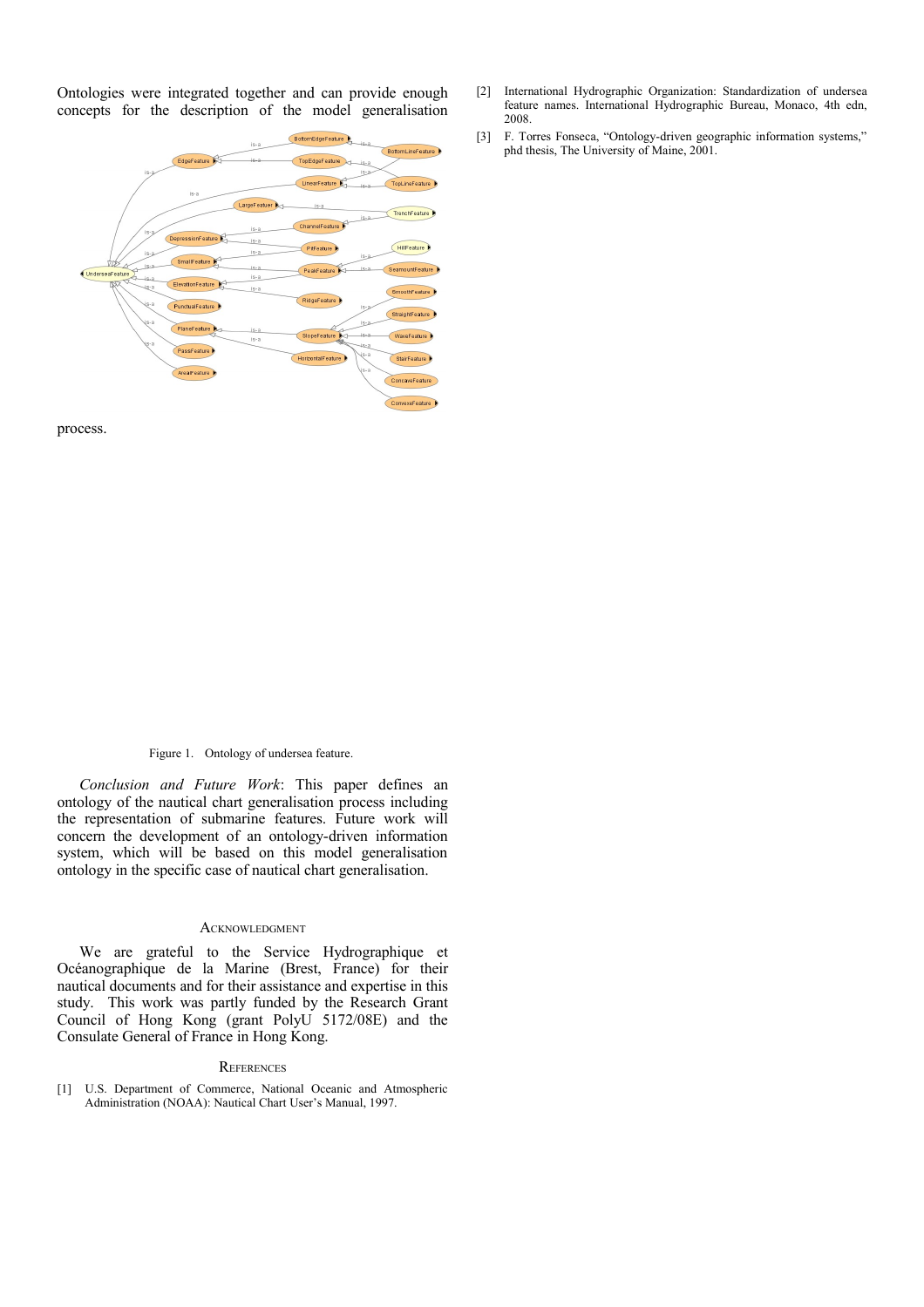Ontologies were integrated together and can provide enough concepts for the description of the model generalisation process.

BottomEdgeFeature
EdgeFeature
TopEdgeFeature
BottomLineFeature
LinearFeature
TopLineFeature
LargeFeature
TrenchFeature
ChannelFeature
DepressionFeature
PitFeature
HillFeature
SmallFeature
PeakFeature
SeamountFeature
UnderseaFeature
ElevationFeature
RidgeFeature
SmoothFeature
PunctualFeature
StraightFeature
PlaneFeature
SlopeFeature
WaveFeature
PassFeature
HorizontalFeature
StairFeature
ArealFeature
ConcaveFeature
ConvexFeature
is-a

Figure 1. Ontology of undersea feature.

*Conclusion and Future Work*: This paper defines an ontology of the nautical chart generalisation process including the representation of submarine features. Future work will concern the development of an ontology-driven information system, which will be based on this model generalisation ontology in the specific case of nautical chart generalisation.

## Acknowledgment

We are grateful to the Service Hydrographique et Océanographique de la Marine (Brest, France) for their nautical documents and for their assistance and expertise in this study. This work was partly funded by the Research Grant Council of Hong Kong (grant PolyU 5172/08E) and the Consulate General of France in Hong Kong.

## References

[1] U.S. Department of Commerce, National Oceanic and Atmospheric Administration (NOAA): Nautical Chart User's Manual, 1997.

[2] International Hydrographic Organization: Standardization of undersea feature names. International Hydrographic Bureau, Monaco, 4th edn, 2008.

[3] F. Torres Fonseca, "Ontology-driven geographic information systems," phd thesis, The University of Maine, 2001.